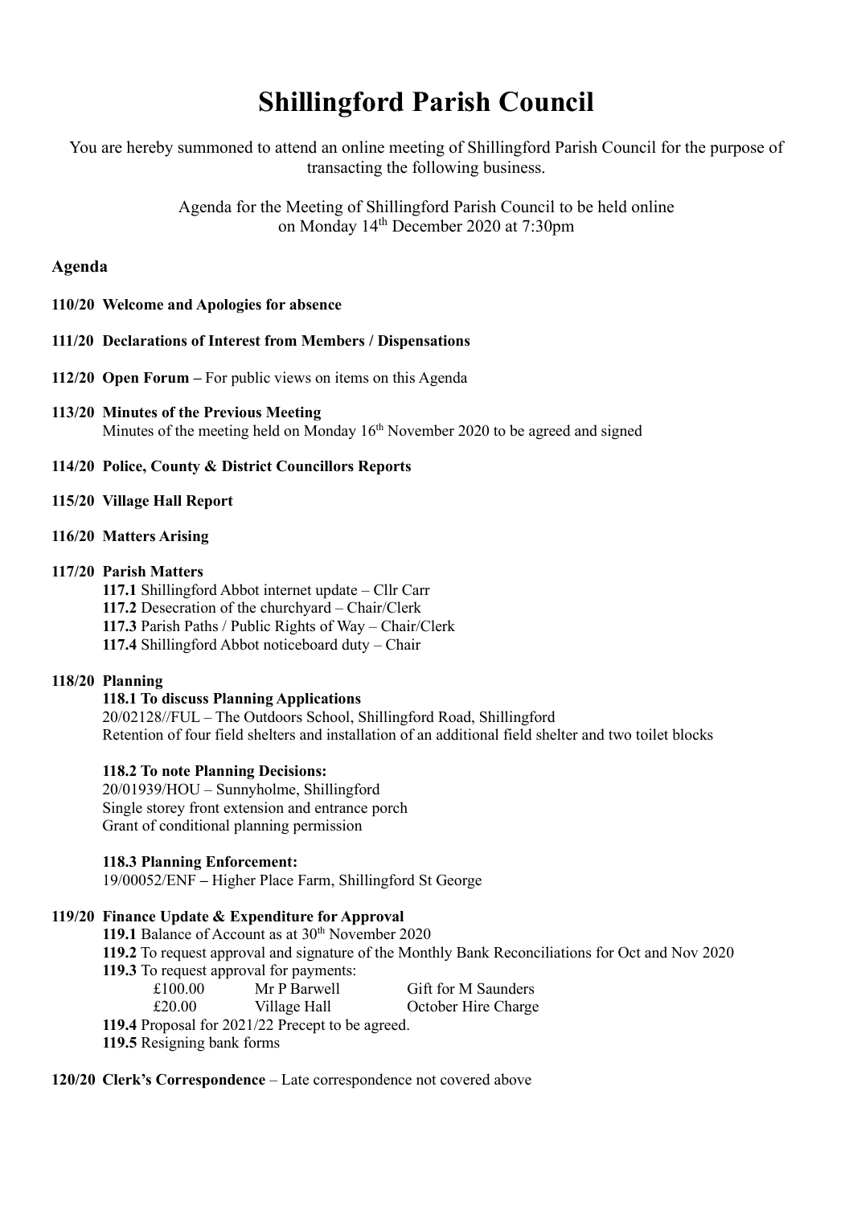# Shillingford Parish Council

You are hereby summoned to attend an online meeting of Shillingford Parish Council for the purpose of transacting the following business.

Agenda for the Meeting of Shillingford Parish Council to be held online on Monday 14th December 2020 at 7:30pm

**Agenda**

**110/20 Welcome and Apologies for absence**

**111/20 Declarations of Interest from Members / Dispensations**

**112/20 Open Forum –** For public views on items on this Agenda

**113/20 Minutes of the Previous Meeting**
Minutes of the meeting held on Monday 16th November 2020 to be agreed and signed

**114/20 Police, County & District Councillors Reports**

**115/20 Village Hall Report**

**116/20 Matters Arising**

**117/20 Parish Matters**

**117.1** Shillingford Abbot internet update – Cllr Carr
**117.2** Desecration of the churchyard – Chair/Clerk
**117.3** Parish Paths / Public Rights of Way – Chair/Clerk
**117.4** Shillingford Abbot noticeboard duty – Chair

**118/20 Planning**

**118.1 To discuss Planning Applications**
20/02128//FUL – The Outdoors School, Shillingford Road, Shillingford
Retention of four field shelters and installation of an additional field shelter and two toilet blocks

**118.2 To note Planning Decisions:**
20/01939/HOU – Sunnyholme, Shillingford
Single storey front extension and entrance porch
Grant of conditional planning permission

**118.3 Planning Enforcement:**
19/00052/ENF **–** Higher Place Farm, Shillingford St George

**119/20 Finance Update & Expenditure for Approval**

**119.1** Balance of Account as at 30th November 2020
**119.2** To request approval and signature of the Monthly Bank Reconciliations for Oct and Nov 2020
**119.3** To request approval for payments:

| | | |
|---|---|---|
| £100.00 | Mr P Barwell | Gift for M Saunders |
| £20.00 | Village Hall | October Hire Charge |

**119.4** Proposal for 2021/22 Precept to be agreed.
**119.5** Resigning bank forms

**120/20 Clerk's Correspondence** – Late correspondence not covered above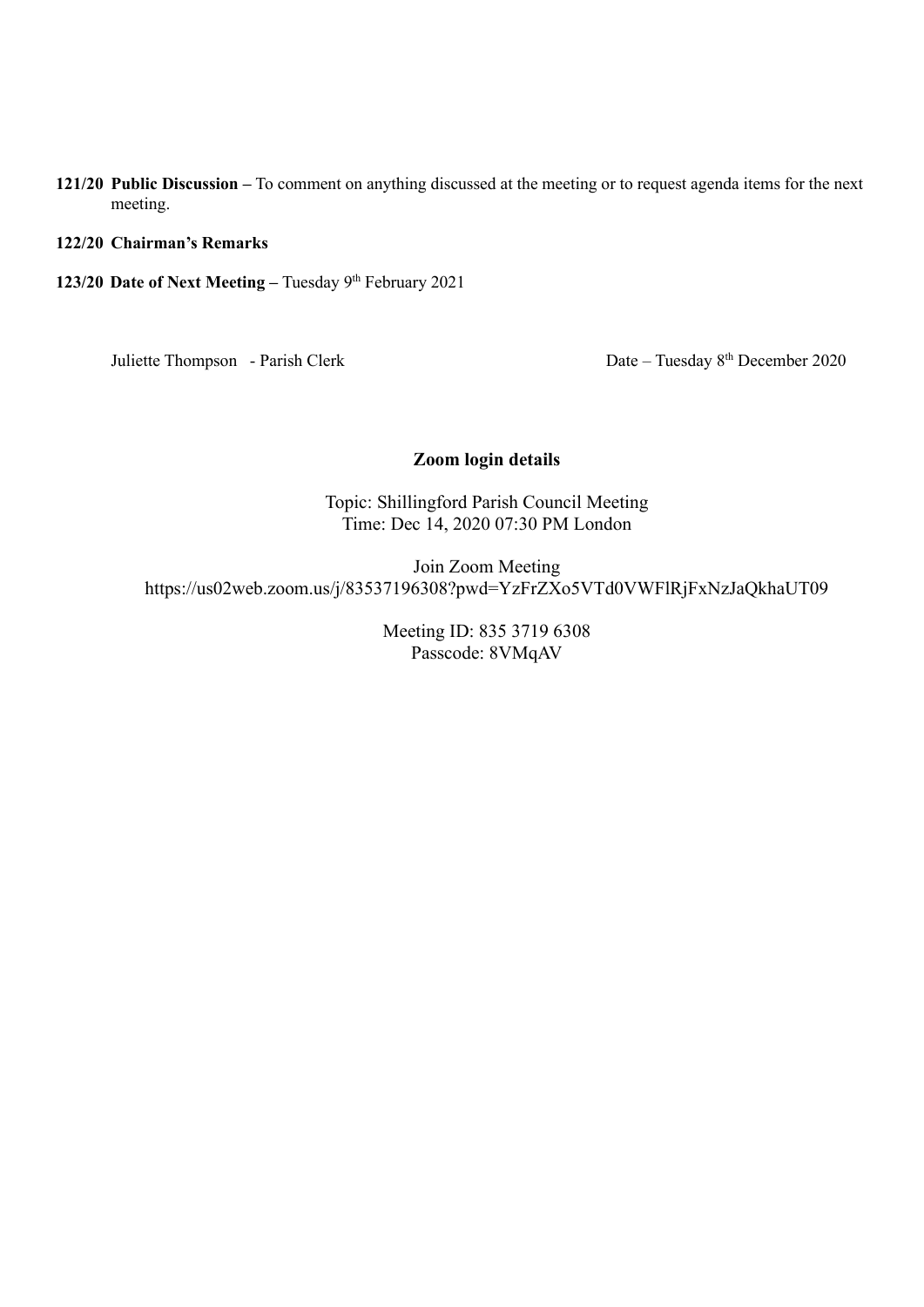**121/20 Public Discussion –** To comment on anything discussed at the meeting or to request agenda items for the next meeting.

**122/20 Chairman's Remarks**

**123/20 Date of Next Meeting –** Tuesday 9th February 2021

Juliette Thompson - Parish Clerk    Date – Tuesday 8th December 2020

**Zoom login details**

Topic: Shillingford Parish Council Meeting
Time: Dec 14, 2020 07:30 PM London

Join Zoom Meeting
https://us02web.zoom.us/j/83537196308?pwd=YzFrZXo5VTd0VWFlRjFxNzJaQkhaUT09

Meeting ID: 835 3719 6308
Passcode: 8VMqAV